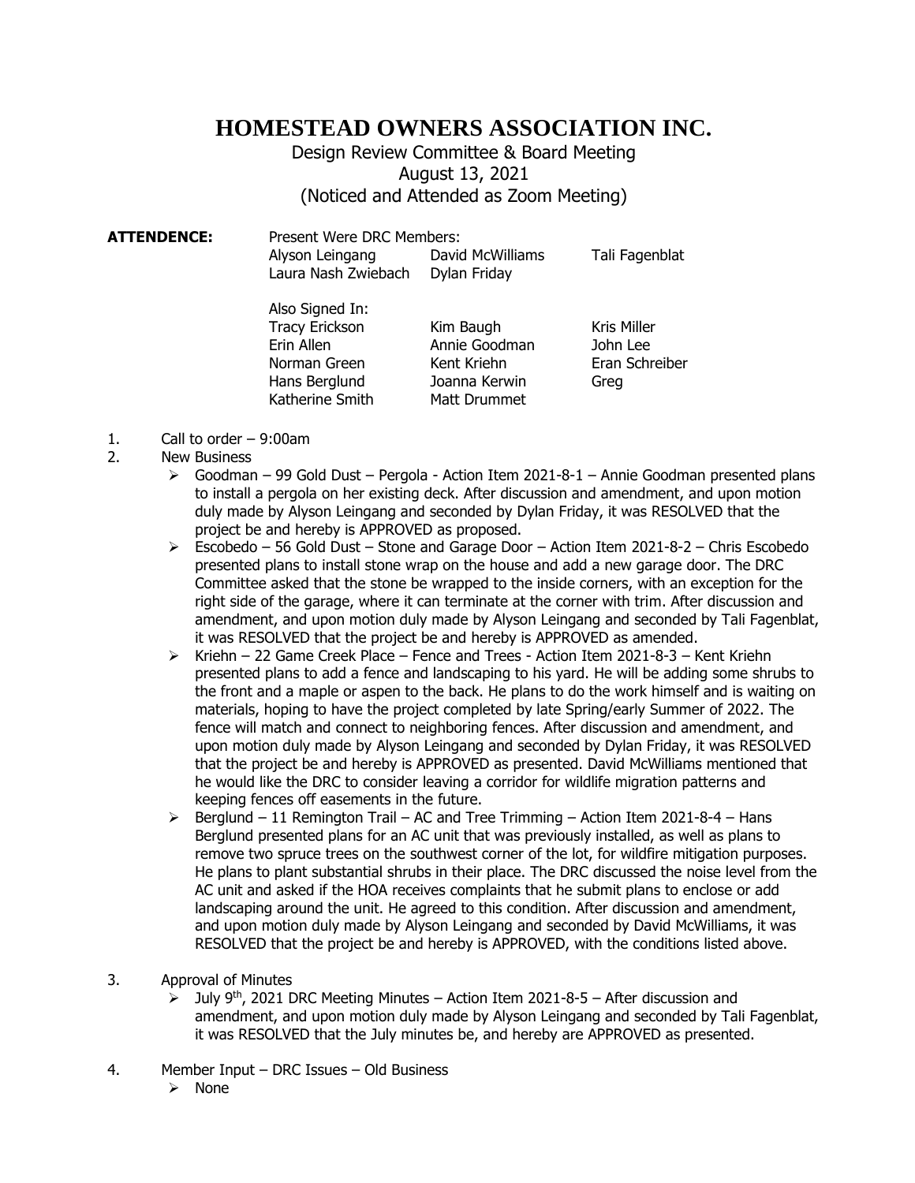# HOMESTEAD OWNERS ASSOCIATION INC.

Design Review Committee & Board Meeting
August 13, 2021
(Noticed and Attended as Zoom Meeting)

**ATTENDENCE:**

Present Were DRC Members:

| | | |
|---|---|---|
| Alyson Leingang | David McWilliams | Tali Fagenblat |
| Laura Nash Zwiebach | Dylan Friday | |

Also Signed In:

| | | |
|---|---|---|
| Tracy Erickson | Kim Baugh | Kris Miller |
| Erin Allen | Annie Goodman | John Lee |
| Norman Green | Kent Kriehn | Eran Schreiber |
| Hans Berglund | Joanna Kerwin | Greg |
| Katherine Smith | Matt Drummet | |

1. Call to order – 9:00am
2. New Business
   - Goodman – 99 Gold Dust – Pergola - Action Item 2021-8-1 – Annie Goodman presented plans to install a pergola on her existing deck. After discussion and amendment, and upon motion duly made by Alyson Leingang and seconded by Dylan Friday, it was RESOLVED that the project be and hereby is APPROVED as proposed.
   - Escobedo – 56 Gold Dust – Stone and Garage Door – Action Item 2021-8-2 – Chris Escobedo presented plans to install stone wrap on the house and add a new garage door. The DRC Committee asked that the stone be wrapped to the inside corners, with an exception for the right side of the garage, where it can terminate at the corner with trim. After discussion and amendment, and upon motion duly made by Alyson Leingang and seconded by Tali Fagenblat, it was RESOLVED that the project be and hereby is APPROVED as amended.
   - Kriehn – 22 Game Creek Place – Fence and Trees - Action Item 2021-8-3 – Kent Kriehn presented plans to add a fence and landscaping to his yard. He will be adding some shrubs to the front and a maple or aspen to the back. He plans to do the work himself and is waiting on materials, hoping to have the project completed by late Spring/early Summer of 2022. The fence will match and connect to neighboring fences. After discussion and amendment, and upon motion duly made by Alyson Leingang and seconded by Dylan Friday, it was RESOLVED that the project be and hereby is APPROVED as presented. David McWilliams mentioned that he would like the DRC to consider leaving a corridor for wildlife migration patterns and keeping fences off easements in the future.
   - Berglund – 11 Remington Trail – AC and Tree Trimming – Action Item 2021-8-4 – Hans Berglund presented plans for an AC unit that was previously installed, as well as plans to remove two spruce trees on the southwest corner of the lot, for wildfire mitigation purposes. He plans to plant substantial shrubs in their place. The DRC discussed the noise level from the AC unit and asked if the HOA receives complaints that he submit plans to enclose or add landscaping around the unit. He agreed to this condition. After discussion and amendment, and upon motion duly made by Alyson Leingang and seconded by David McWilliams, it was RESOLVED that the project be and hereby is APPROVED, with the conditions listed above.
3. Approval of Minutes
   - July 9th, 2021 DRC Meeting Minutes – Action Item 2021-8-5 – After discussion and amendment, and upon motion duly made by Alyson Leingang and seconded by Tali Fagenblat, it was RESOLVED that the July minutes be, and hereby are APPROVED as presented.
4. Member Input – DRC Issues – Old Business
   - None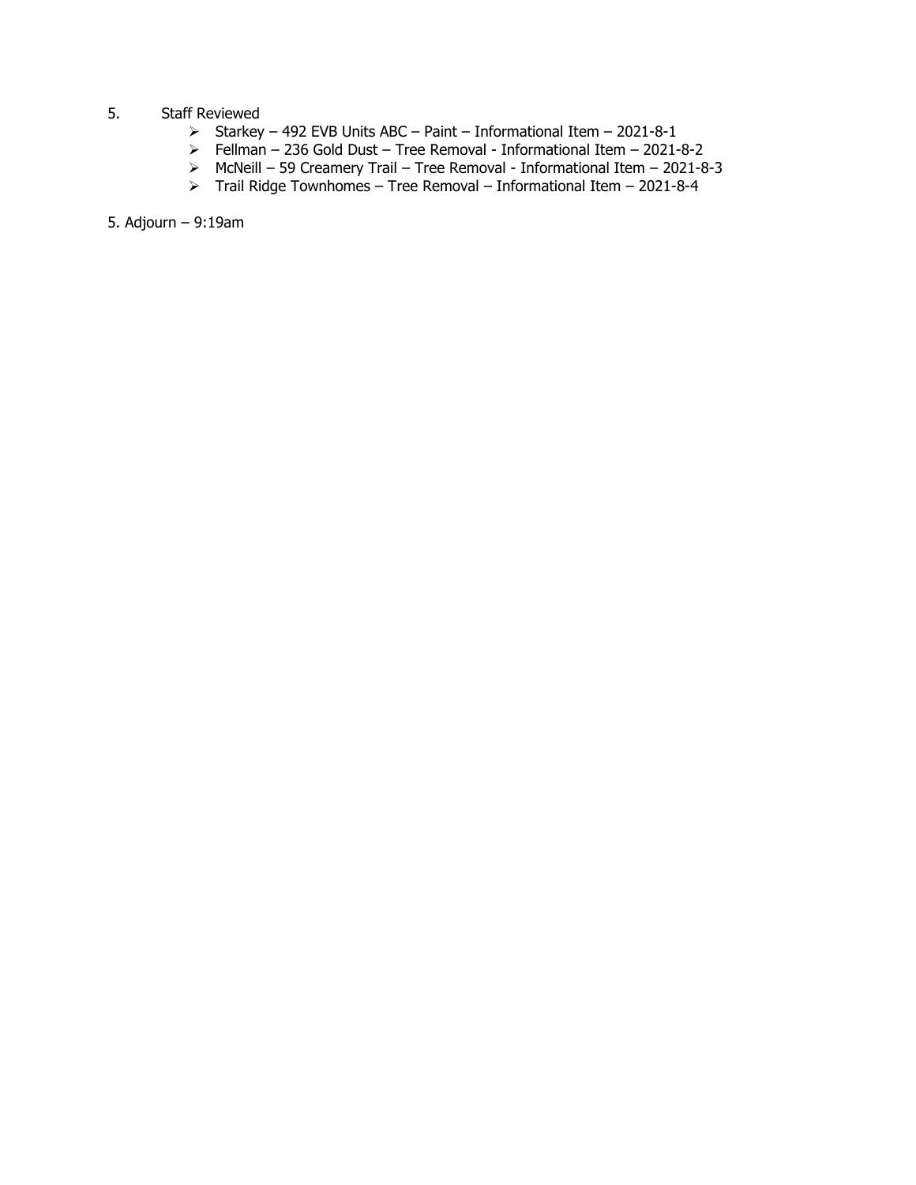5. Staff Reviewed
    - Starkey – 492 EVB Units ABC – Paint – Informational Item – 2021-8-1
    - Fellman – 236 Gold Dust – Tree Removal - Informational Item – 2021-8-2
    - McNeill – 59 Creamery Trail – Tree Removal - Informational Item – 2021-8-3
    - Trail Ridge Townhomes – Tree Removal – Informational Item – 2021-8-4

5. Adjourn – 9:19am